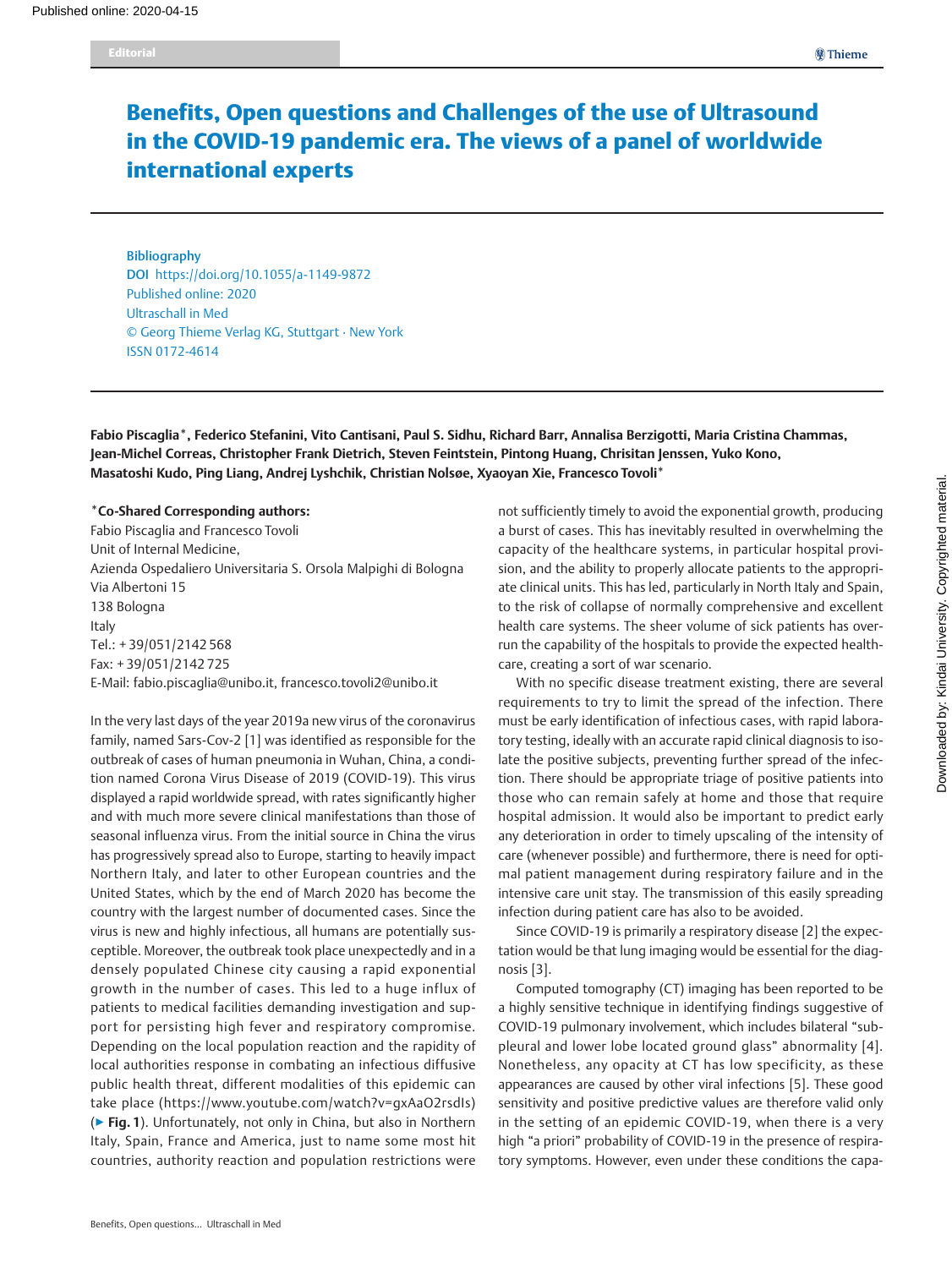Editorial

# Benefits, Open questions and Challenges of the use of Ultrasound in the COVID-19 pandemic era. The views of a panel of worldwide international experts

**Bibliography**

DOI https://doi.org/10.1055/a-1149-9872
Published online: 2020
Ultraschall in Med
© Georg Thieme Verlag KG, Stuttgart · New York
ISSN 0172-4614

**Fabio Piscaglia\*, Federico Stefanini, Vito Cantisani, Paul S. Sidhu, Richard Barr, Annalisa Berzigotti, Maria Cristina Chammas, Jean-Michel Correas, Christopher Frank Dietrich, Steven Feintstein, Pintong Huang, Chrisitan Jenssen, Yuko Kono, Masatoshi Kudo, Ping Liang, Andrej Lyshchik, Christian Nolsøe, Xyaoyan Xie, Francesco Tovoli\***

**\*Co-Shared Corresponding authors:**
Fabio Piscaglia and Francesco Tovoli
Unit of Internal Medicine,
Azienda Ospedaliero Universitaria S. Orsola Malpighi di Bologna
Via Albertoni 15
138 Bologna
Italy
Tel.: +39/051/2142 568
Fax: +39/051/2142 725
E-Mail: fabio.piscaglia@unibo.it, francesco.tovoli2@unibo.it

In the very last days of the year 2019a new virus of the coronavirus family, named Sars-Cov-2 [1] was identified as responsible for the outbreak of cases of human pneumonia in Wuhan, China, a condition named Corona Virus Disease of 2019 (COVID-19). This virus displayed a rapid worldwide spread, with rates significantly higher and with much more severe clinical manifestations than those of seasonal influenza virus. From the initial source in China the virus has progressively spread also to Europe, starting to heavily impact Northern Italy, and later to other European countries and the United States, which by the end of March 2020 has become the country with the largest number of documented cases. Since the virus is new and highly infectious, all humans are potentially susceptible. Moreover, the outbreak took place unexpectedly and in a densely populated Chinese city causing a rapid exponential growth in the number of cases. This led to a huge influx of patients to medical facilities demanding investigation and support for persisting high fever and respiratory compromise. Depending on the local population reaction and the rapidity of local authorities response in combating an infectious diffusive public health threat, different modalities of this epidemic can take place (https://www.youtube.com/watch?v=gxAaO2rsdIs) (▶ **Fig. 1**). Unfortunately, not only in China, but also in Northern Italy, Spain, France and America, just to name some most hit countries, authority reaction and population restrictions were not sufficiently timely to avoid the exponential growth, producing a burst of cases. This has inevitably resulted in overwhelming the capacity of the healthcare systems, in particular hospital provision, and the ability to properly allocate patients to the appropriate clinical units. This has led, particularly in North Italy and Spain, to the risk of collapse of normally comprehensive and excellent health care systems. The sheer volume of sick patients has overrun the capability of the hospitals to provide the expected healthcare, creating a sort of war scenario.

With no specific disease treatment existing, there are several requirements to try to limit the spread of the infection. There must be early identification of infectious cases, with rapid laboratory testing, ideally with an accurate rapid clinical diagnosis to isolate the positive subjects, preventing further spread of the infection. There should be appropriate triage of positive patients into those who can remain safely at home and those that require hospital admission. It would also be important to predict early any deterioration in order to timely upscaling of the intensity of care (whenever possible) and furthermore, there is need for optimal patient management during respiratory failure and in the intensive care unit stay. The transmission of this easily spreading infection during patient care has also to be avoided.

Since COVID-19 is primarily a respiratory disease [2] the expectation would be that lung imaging would be essential for the diagnosis [3].

Computed tomography (CT) imaging has been reported to be a highly sensitive technique in identifying findings suggestive of COVID-19 pulmonary involvement, which includes bilateral "subpleural and lower lobe located ground glass" abnormality [4]. Nonetheless, any opacity at CT has low specificity, as these appearances are caused by other viral infections [5]. These good sensitivity and positive predictive values are therefore valid only in the setting of an epidemic COVID-19, when there is a very high "a priori" probability of COVID-19 in the presence of respiratory symptoms. However, even under these conditions the capa-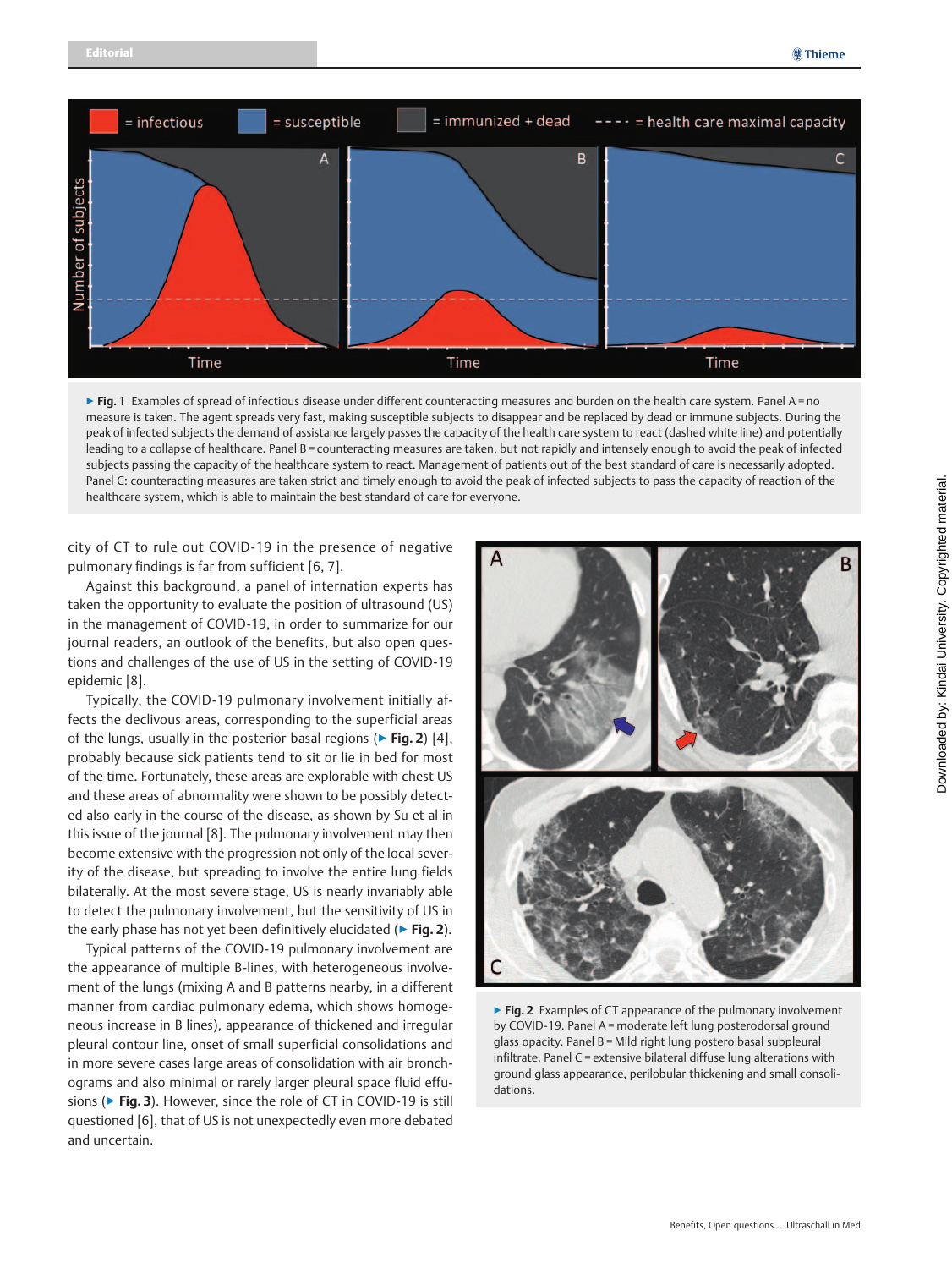▶ **Fig. 1** Examples of spread of infectious disease under different counteracting measures and burden on the health care system. Panel A = no measure is taken. The agent spreads very fast, making susceptible subjects to disappear and be replaced by dead or immune subjects. During the peak of infected subjects the demand of assistance largely passes the capacity of the health care system to react (dashed white line) and potentially leading to a collapse of healthcare. Panel B = counteracting measures are taken, but not rapidly and intensely enough to avoid the peak of infected subjects passing the capacity of the healthcare system to react. Management of patients out of the best standard of care is necessarily adopted. Panel C: counteracting measures are taken strict and timely enough to avoid the peak of infected subjects to pass the capacity of reaction of the healthcare system, which is able to maintain the best standard of care for everyone.

city of CT to rule out COVID-19 in the presence of negative pulmonary findings is far from sufficient [6, 7].

Against this background, a panel of internation experts has taken the opportunity to evaluate the position of ultrasound (US) in the management of COVID-19, in order to summarize for our journal readers, an outlook of the benefits, but also open questions and challenges of the use of US in the setting of COVID-19 epidemic [8].

Typically, the COVID-19 pulmonary involvement initially affects the declivous areas, corresponding to the superficial areas of the lungs, usually in the posterior basal regions (▶ **Fig. 2**) [4], probably because sick patients tend to sit or lie in bed for most of the time. Fortunately, these areas are explorable with chest US and these areas of abnormality were shown to be possibly detected also early in the course of the disease, as shown by Su et al in this issue of the journal [8]. The pulmonary involvement may then become extensive with the progression not only of the local severity of the disease, but spreading to involve the entire lung fields bilaterally. At the most severe stage, US is nearly invariably able to detect the pulmonary involvement, but the sensitivity of US in the early phase has not yet been definitively elucidated (▶ **Fig. 2**).

Typical patterns of the COVID-19 pulmonary involvement are the appearance of multiple B-lines, with heterogeneous involvement of the lungs (mixing A and B patterns nearby, in a different manner from cardiac pulmonary edema, which shows homogeneous increase in B lines), appearance of thickened and irregular pleural contour line, onset of small superficial consolidations and in more severe cases large areas of consolidation with air bronchograms and also minimal or rarely larger pleural space fluid effusions (▶ **Fig. 3**). However, since the role of CT in COVID-19 is still questioned [6], that of US is not unexpectedly even more debated and uncertain.

▶ **Fig. 2** Examples of CT appearance of the pulmonary involvement by COVID-19. Panel A = moderate left lung posterodorsal ground glass opacity. Panel B = Mild right lung postero basal subpleural infiltrate. Panel C = extensive bilateral diffuse lung alterations with ground glass appearance, perilobular thickening and small consolidations.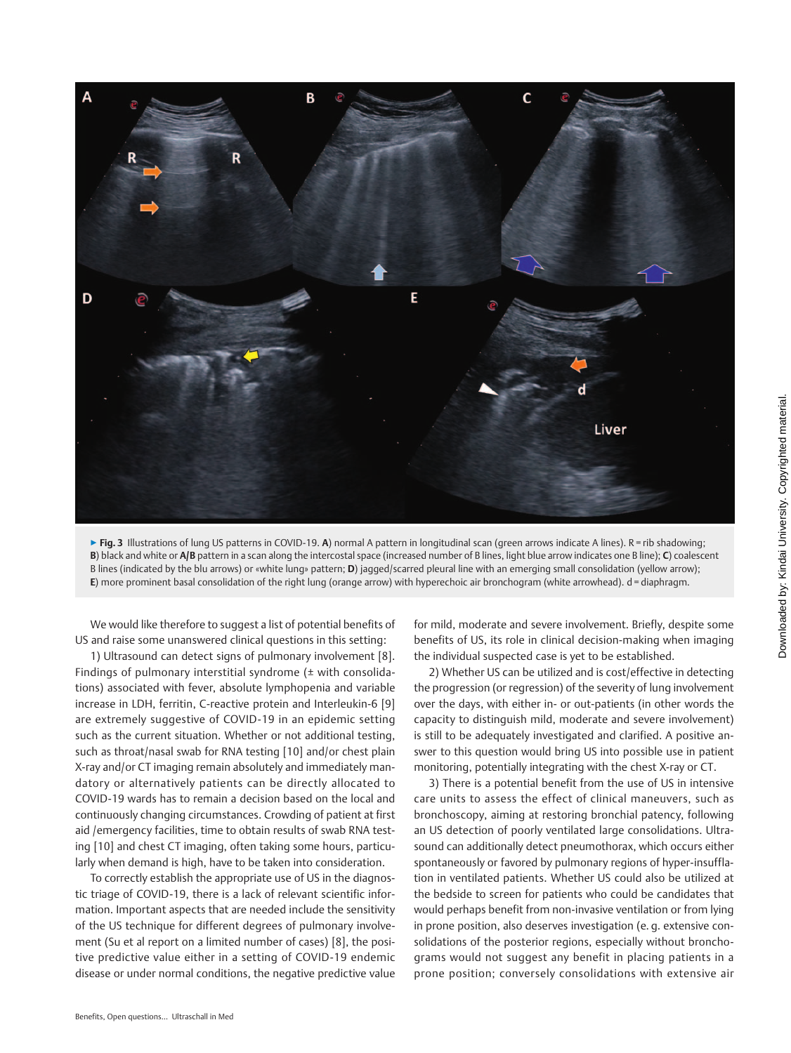▶ **Fig. 3** Illustrations of lung US patterns in COVID-19. **A**) normal A pattern in longitudinal scan (green arrows indicate A lines). R = rib shadowing; **B**) black and white or **A/B** pattern in a scan along the intercostal space (increased number of B lines, light blue arrow indicates one B line); **C**) coalescent B lines (indicated by the blu arrows) or «white lung» pattern; **D**) jagged/scarred pleural line with an emerging small consolidation (yellow arrow); **E**) more prominent basal consolidation of the right lung (orange arrow) with hyperechoic air bronchogram (white arrowhead). d = diaphragm.

We would like therefore to suggest a list of potential benefits of US and raise some unanswered clinical questions in this setting:

1) Ultrasound can detect signs of pulmonary involvement [8]. Findings of pulmonary interstitial syndrome (± with consolidations) associated with fever, absolute lymphopenia and variable increase in LDH, ferritin, C-reactive protein and Interleukin-6 [9] are extremely suggestive of COVID-19 in an epidemic setting such as the current situation. Whether or not additional testing, such as throat/nasal swab for RNA testing [10] and/or chest plain X-ray and/or CT imaging remain absolutely and immediately mandatory or alternatively patients can be directly allocated to COVID-19 wards has to remain a decision based on the local and continuously changing circumstances. Crowding of patient at first aid /emergency facilities, time to obtain results of swab RNA testing [10] and chest CT imaging, often taking some hours, particularly when demand is high, have to be taken into consideration.

To correctly establish the appropriate use of US in the diagnostic triage of COVID-19, there is a lack of relevant scientific information. Important aspects that are needed include the sensitivity of the US technique for different degrees of pulmonary involvement (Su et al report on a limited number of cases) [8], the positive predictive value either in a setting of COVID-19 endemic disease or under normal conditions, the negative predictive value for mild, moderate and severe involvement. Briefly, despite some benefits of US, its role in clinical decision-making when imaging the individual suspected case is yet to be established.

2) Whether US can be utilized and is cost/effective in detecting the progression (or regression) of the severity of lung involvement over the days, with either in- or out-patients (in other words the capacity to distinguish mild, moderate and severe involvement) is still to be adequately investigated and clarified. A positive answer to this question would bring US into possible use in patient monitoring, potentially integrating with the chest X-ray or CT.

3) There is a potential benefit from the use of US in intensive care units to assess the effect of clinical maneuvers, such as bronchoscopy, aiming at restoring bronchial patency, following an US detection of poorly ventilated large consolidations. Ultrasound can additionally detect pneumothorax, which occurs either spontaneously or favored by pulmonary regions of hyper-insufflation in ventilated patients. Whether US could also be utilized at the bedside to screen for patients who could be candidates that would perhaps benefit from non-invasive ventilation or from lying in prone position, also deserves investigation (e. g. extensive consolidations of the posterior regions, especially without bronchograms would not suggest any benefit in placing patients in a prone position; conversely consolidations with extensive air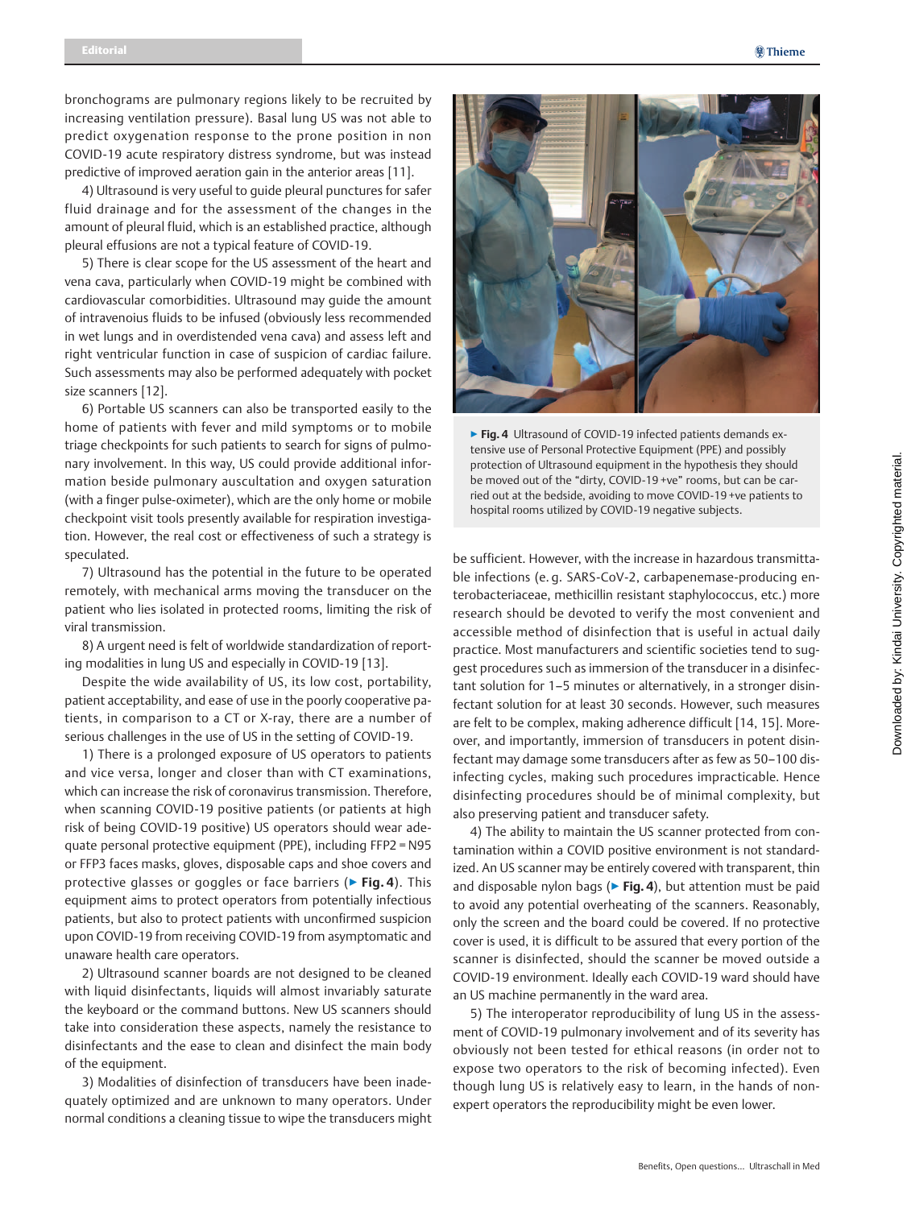bronchograms are pulmonary regions likely to be recruited by increasing ventilation pressure). Basal lung US was not able to predict oxygenation response to the prone position in non COVID-19 acute respiratory distress syndrome, but was instead predictive of improved aeration gain in the anterior areas [11].

4) Ultrasound is very useful to guide pleural punctures for safer fluid drainage and for the assessment of the changes in the amount of pleural fluid, which is an established practice, although pleural effusions are not a typical feature of COVID-19.

5) There is clear scope for the US assessment of the heart and vena cava, particularly when COVID-19 might be combined with cardiovascular comorbidities. Ultrasound may guide the amount of intravenoius fluids to be infused (obviously less recommended in wet lungs and in overdistended vena cava) and assess left and right ventricular function in case of suspicion of cardiac failure. Such assessments may also be performed adequately with pocket size scanners [12].

6) Portable US scanners can also be transported easily to the home of patients with fever and mild symptoms or to mobile triage checkpoints for such patients to search for signs of pulmonary involvement. In this way, US could provide additional information beside pulmonary auscultation and oxygen saturation (with a finger pulse-oximeter), which are the only home or mobile checkpoint visit tools presently available for respiration investigation. However, the real cost or effectiveness of such a strategy is speculated.

7) Ultrasound has the potential in the future to be operated remotely, with mechanical arms moving the transducer on the patient who lies isolated in protected rooms, limiting the risk of viral transmission.

8) A urgent need is felt of worldwide standardization of reporting modalities in lung US and especially in COVID-19 [13].

Despite the wide availability of US, its low cost, portability, patient acceptability, and ease of use in the poorly cooperative patients, in comparison to a CT or X-ray, there are a number of serious challenges in the use of US in the setting of COVID-19.

1) There is a prolonged exposure of US operators to patients and vice versa, longer and closer than with CT examinations, which can increase the risk of coronavirus transmission. Therefore, when scanning COVID-19 positive patients (or patients at high risk of being COVID-19 positive) US operators should wear adequate personal protective equipment (PPE), including FFP2 = N95 or FFP3 faces masks, gloves, disposable caps and shoe covers and protective glasses or goggles or face barriers (▶ **Fig. 4**). This equipment aims to protect operators from potentially infectious patients, but also to protect patients with unconfirmed suspicion upon COVID-19 from receiving COVID-19 from asymptomatic and unaware health care operators.

2) Ultrasound scanner boards are not designed to be cleaned with liquid disinfectants, liquids will almost invariably saturate the keyboard or the command buttons. New US scanners should take into consideration these aspects, namely the resistance to disinfectants and the ease to clean and disinfect the main body of the equipment.

3) Modalities of disinfection of transducers have been inadequately optimized and are unknown to many operators. Under normal conditions a cleaning tissue to wipe the transducers might be sufficient. However, with the increase in hazardous transmittable infections (e. g. SARS-CoV-2, carbapenemase-producing enterobacteriaceae, methicillin resistant staphylococcus, etc.) more research should be devoted to verify the most convenient and accessible method of disinfection that is useful in actual daily practice. Most manufacturers and scientific societies tend to suggest procedures such as immersion of the transducer in a disinfectant solution for 1–5 minutes or alternatively, in a stronger disinfectant solution for at least 30 seconds. However, such measures are felt to be complex, making adherence difficult [14, 15]. Moreover, and importantly, immersion of transducers in potent disinfectant may damage some transducers after as few as 50–100 disinfecting cycles, making such procedures impracticable. Hence disinfecting procedures should be of minimal complexity, but also preserving patient and transducer safety.

▶ **Fig. 4** Ultrasound of COVID-19 infected patients demands extensive use of Personal Protective Equipment (PPE) and possibly protection of Ultrasound equipment in the hypothesis they should be moved out of the "dirty, COVID-19 +ve" rooms, but can be carried out at the bedside, avoiding to move COVID-19 +ve patients to hospital rooms utilized by COVID-19 negative subjects.

4) The ability to maintain the US scanner protected from contamination within a COVID positive environment is not standardized. An US scanner may be entirely covered with transparent, thin and disposable nylon bags (▶ **Fig. 4**), but attention must be paid to avoid any potential overheating of the scanners. Reasonably, only the screen and the board could be covered. If no protective cover is used, it is difficult to be assured that every portion of the scanner is disinfected, should the scanner be moved outside a COVID-19 environment. Ideally each COVID-19 ward should have an US machine permanently in the ward area.

5) The interoperator reproducibility of lung US in the assessment of COVID-19 pulmonary involvement and of its severity has obviously not been tested for ethical reasons (in order not to expose two operators to the risk of becoming infected). Even though lung US is relatively easy to learn, in the hands of non-expert operators the reproducibility might be even lower.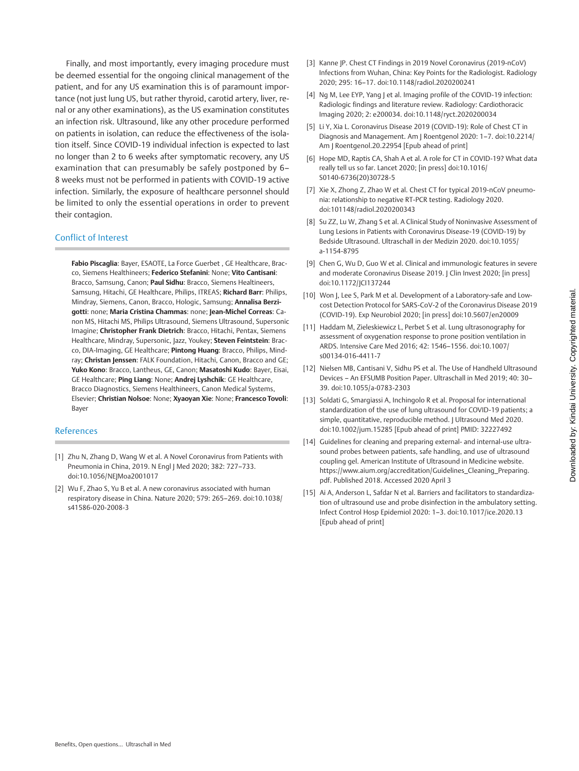Finally, and most importantly, every imaging procedure must be deemed essential for the ongoing clinical management of the patient, and for any US examination this is of paramount importance (not just lung US, but rather thyroid, carotid artery, liver, renal or any other examinations), as the US examination constitutes an infection risk. Ultrasound, like any other procedure performed on patients in isolation, can reduce the effectiveness of the isolation itself. Since COVID-19 individual infection is expected to last no longer than 2 to 6 weeks after symptomatic recovery, any US examination that can presumably be safely postponed by 6–8 weeks must not be performed in patients with COVID-19 active infection. Similarly, the exposure of healthcare personnel should be limited to only the essential operations in order to prevent their contagion.

## Conflict of Interest

**Fabio Piscaglia**: Bayer, ESAOTE, La Force Guerbet , GE Healthcare, Bracco, Siemens Healthineers; **Federico Stefanini**: None; **Vito Cantisani**: Bracco, Samsung, Canon; **Paul Sidhu**: Bracco, Siemens Healtineers, Samsung, Hitachi, GE Healthcare, Philips, ITREAS; **Richard Barr**: Philips, Mindray, Siemens, Canon, Bracco, Hologic, Samsung; **Annalisa Berzigotti**: none; **Maria Cristina Chammas**: none; **Jean-Michel Correas**: Canon MS, Hitachi MS, Philips Ultrasound, Siemens Ultrasound, Supersonic Imagine; **Christopher Frank Dietrich**: Bracco, Hitachi, Pentax, Siemens Healthcare, Mindray, Supersonic, Jazz, Youkey; **Steven Feintstein**: Bracco, DIA-Imaging, GE Healthcare; **Pintong Huang**: Bracco, Philips, Mindray; **Christan Jenssen**: FALK Foundation, Hitachi, Canon, Bracco and GE; **Yuko Kono**: Bracco, Lantheus, GE, Canon; **Masatoshi Kudo**: Bayer, Eisai, GE Healthcare; **Ping Liang**: None; **Andrej Lyshchik**: GE Healthcare, Bracco Diagnostics, Siemens Healthineers, Canon Medical Systems, Elsevier; **Christian Nolsoe**: None; **Xyaoyan Xie**: None; **Francesco Tovoli**: Bayer

## References

[1] Zhu N, Zhang D, Wang W et al. A Novel Coronavirus from Patients with Pneumonia in China, 2019. N Engl J Med 2020; 382: 727–733. doi:10.1056/NEJMoa2001017

[2] Wu F, Zhao S, Yu B et al. A new coronavirus associated with human respiratory disease in China. Nature 2020; 579: 265–269. doi:10.1038/s41586-020-2008-3

[3] Kanne JP. Chest CT Findings in 2019 Novel Coronavirus (2019-nCoV) Infections from Wuhan, China: Key Points for the Radiologist. Radiology 2020; 295: 16–17. doi:10.1148/radiol.2020200241

[4] Ng M, Lee EYP, Yang J et al. Imaging profile of the COVID-19 infection: Radiologic findings and literature review. Radiology: Cardiothoracic Imaging 2020; 2: e200034. doi:10.1148/ryct.2020200034

[5] Li Y, Xia L. Coronavirus Disease 2019 (COVID-19): Role of Chest CT in Diagnosis and Management. Am J Roentgenol 2020: 1–7. doi:10.2214/Am J Roentgenol.20.22954 [Epub ahead of print]

[6] Hope MD, Raptis CA, Shah A et al. A role for CT in COVID-19? What data really tell us so far. Lancet 2020; [in press] doi:10.1016/S0140-6736(20)30728-5

[7] Xie X, Zhong Z, Zhao W et al. Chest CT for typical 2019-nCoV pneumonia: relationship to negative RT-PCR testing. Radiology 2020. doi:101148/radiol.2020200343

[8] Su ZZ, Lu W, Zhang S et al. A Clinical Study of Noninvasive Assessment of Lung Lesions in Patients with Coronavirus Disease-19 (COVID-19) by Bedside Ultrasound. Ultraschall in der Medizin 2020. doi:10.1055/a-1154-8795

[9] Chen G, Wu D, Guo W et al. Clinical and immunologic features in severe and moderate Coronavirus Disease 2019. J Clin Invest 2020; [in press] doi:10.1172/JCI137244

[10] Won J, Lee S, Park M et al. Development of a Laboratory-safe and Low-cost Detection Protocol for SARS-CoV-2 of the Coronavirus Disease 2019 (COVID-19). Exp Neurobiol 2020; [in press] doi:10.5607/en20009

[11] Haddam M, Zieleskiewicz L, Perbet S et al. Lung ultrasonography for assessment of oxygenation response to prone position ventilation in ARDS. Intensive Care Med 2016; 42: 1546–1556. doi:10.1007/s00134-016-4411-7

[12] Nielsen MB, Cantisani V, Sidhu PS et al. The Use of Handheld Ultrasound Devices – An EFSUMB Position Paper. Ultraschall in Med 2019; 40: 30–39. doi:10.1055/a-0783-2303

[13] Soldati G, Smargiassi A, Inchingolo R et al. Proposal for international standardization of the use of lung ultrasound for COVID-19 patients; a simple, quantitative, reproducible method. J Ultrasound Med 2020. doi:10.1002/jum.15285 [Epub ahead of print] PMID: 32227492

[14] Guidelines for cleaning and preparing external- and internal-use ultrasound probes between patients, safe handling, and use of ultrasound coupling gel. American Institute of Ultrasound in Medicine website. https://www.aium.org/accreditation/Guidelines_Cleaning_Preparing.pdf. Published 2018. Accessed 2020 April 3

[15] Ai A, Anderson L, Safdar N et al. Barriers and facilitators to standardization of ultrasound use and probe disinfection in the ambulatory setting. Infect Control Hosp Epidemiol 2020: 1–3. doi:10.1017/ice.2020.13 [Epub ahead of print]